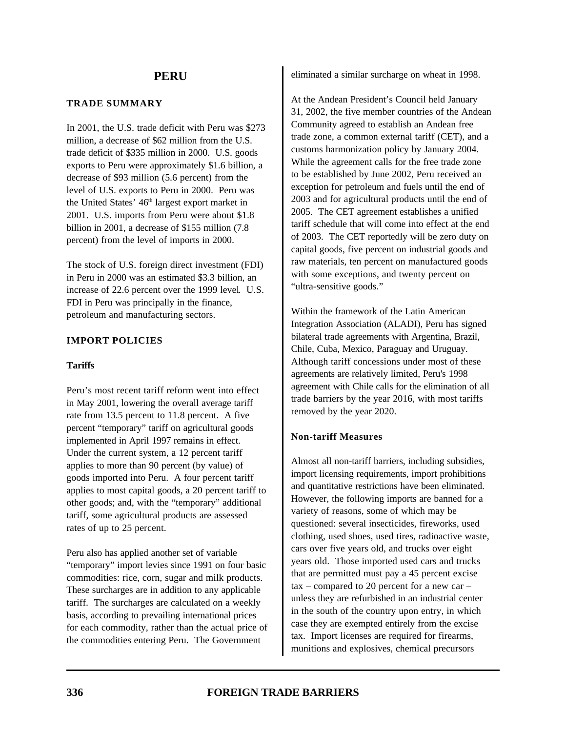# PERU

## TRADE SUMMARY

In 2001, the U.S. trade deficit with Peru was $273 million, a decrease of $62 million from the U.S. trade deficit of $335 million in 2000. U.S. goods exports to Peru were approximately $1.6 billion, a decrease of $93 million (5.6 percent) from the level of U.S. exports to Peru in 2000. Peru was the United States' 46th largest export market in 2001. U.S. imports from Peru were about $1.8 billion in 2001, a decrease of $155 million (7.8 percent) from the level of imports in 2000.

The stock of U.S. foreign direct investment (FDI) in Peru in 2000 was an estimated $3.3 billion, an increase of 22.6 percent over the 1999 level. U.S. FDI in Peru was principally in the finance, petroleum and manufacturing sectors.

## IMPORT POLICIES

### Tariffs

Peru's most recent tariff reform went into effect in May 2001, lowering the overall average tariff rate from 13.5 percent to 11.8 percent. A five percent "temporary" tariff on agricultural goods implemented in April 1997 remains in effect. Under the current system, a 12 percent tariff applies to more than 90 percent (by value) of goods imported into Peru. A four percent tariff applies to most capital goods, a 20 percent tariff to other goods; and, with the "temporary" additional tariff, some agricultural products are assessed rates of up to 25 percent.

Peru also has applied another set of variable "temporary" import levies since 1991 on four basic commodities: rice, corn, sugar and milk products. These surcharges are in addition to any applicable tariff. The surcharges are calculated on a weekly basis, according to prevailing international prices for each commodity, rather than the actual price of the commodities entering Peru. The Government eliminated a similar surcharge on wheat in 1998.

At the Andean President's Council held January 31, 2002, the five member countries of the Andean Community agreed to establish an Andean free trade zone, a common external tariff (CET), and a customs harmonization policy by January 2004. While the agreement calls for the free trade zone to be established by June 2002, Peru received an exception for petroleum and fuels until the end of 2003 and for agricultural products until the end of 2005. The CET agreement establishes a unified tariff schedule that will come into effect at the end of 2003. The CET reportedly will be zero duty on capital goods, five percent on industrial goods and raw materials, ten percent on manufactured goods with some exceptions, and twenty percent on "ultra-sensitive goods."

Within the framework of the Latin American Integration Association (ALADI), Peru has signed bilateral trade agreements with Argentina, Brazil, Chile, Cuba, Mexico, Paraguay and Uruguay. Although tariff concessions under most of these agreements are relatively limited, Peru's 1998 agreement with Chile calls for the elimination of all trade barriers by the year 2016, with most tariffs removed by the year 2020.

### Non-tariff Measures

Almost all non-tariff barriers, including subsidies, import licensing requirements, import prohibitions and quantitative restrictions have been eliminated. However, the following imports are banned for a variety of reasons, some of which may be questioned: several insecticides, fireworks, used clothing, used shoes, used tires, radioactive waste, cars over five years old, and trucks over eight years old. Those imported used cars and trucks that are permitted must pay a 45 percent excise tax – compared to 20 percent for a new car – unless they are refurbished in an industrial center in the south of the country upon entry, in which case they are exempted entirely from the excise tax. Import licenses are required for firearms, munitions and explosives, chemical precursors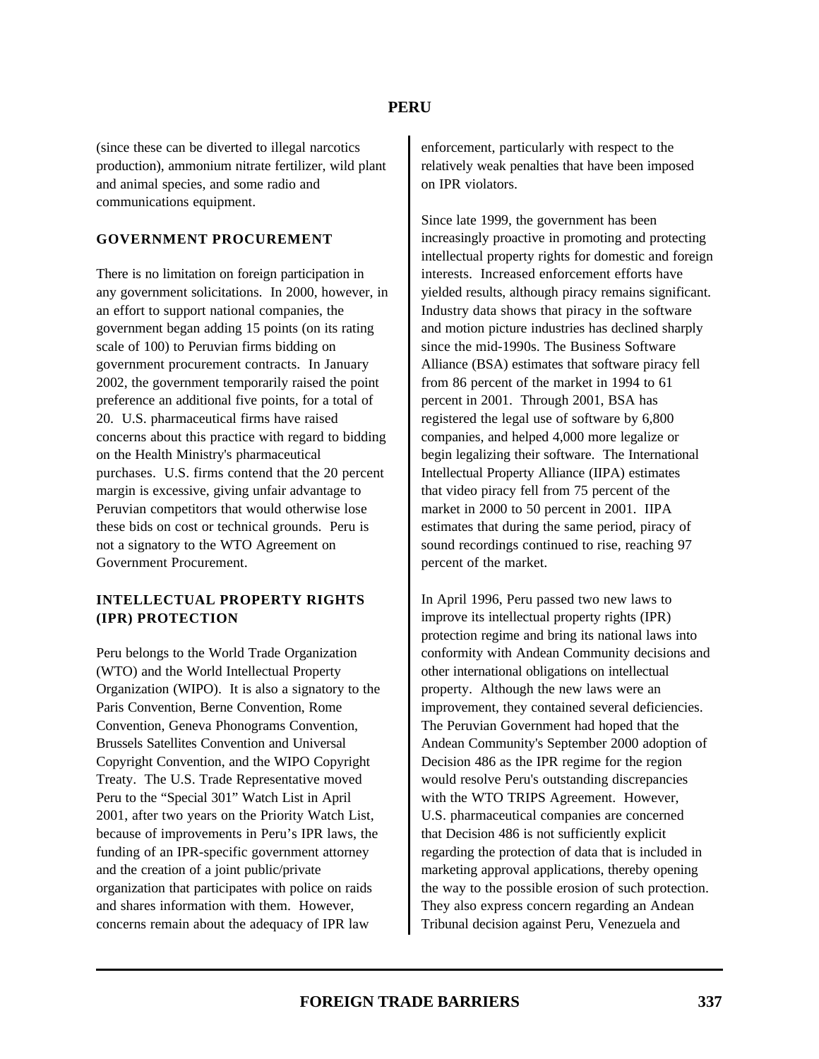(since these can be diverted to illegal narcotics production), ammonium nitrate fertilizer, wild plant and animal species, and some radio and communications equipment.

## GOVERNMENT PROCUREMENT

There is no limitation on foreign participation in any government solicitations. In 2000, however, in an effort to support national companies, the government began adding 15 points (on its rating scale of 100) to Peruvian firms bidding on government procurement contracts. In January 2002, the government temporarily raised the point preference an additional five points, for a total of 20. U.S. pharmaceutical firms have raised concerns about this practice with regard to bidding on the Health Ministry's pharmaceutical purchases. U.S. firms contend that the 20 percent margin is excessive, giving unfair advantage to Peruvian competitors that would otherwise lose these bids on cost or technical grounds. Peru is not a signatory to the WTO Agreement on Government Procurement.

## INTELLECTUAL PROPERTY RIGHTS (IPR) PROTECTION

Peru belongs to the World Trade Organization (WTO) and the World Intellectual Property Organization (WIPO). It is also a signatory to the Paris Convention, Berne Convention, Rome Convention, Geneva Phonograms Convention, Brussels Satellites Convention and Universal Copyright Convention, and the WIPO Copyright Treaty. The U.S. Trade Representative moved Peru to the "Special 301" Watch List in April 2001, after two years on the Priority Watch List, because of improvements in Peru's IPR laws, the funding of an IPR-specific government attorney and the creation of a joint public/private organization that participates with police on raids and shares information with them. However, concerns remain about the adequacy of IPR law enforcement, particularly with respect to the relatively weak penalties that have been imposed on IPR violators.

Since late 1999, the government has been increasingly proactive in promoting and protecting intellectual property rights for domestic and foreign interests. Increased enforcement efforts have yielded results, although piracy remains significant. Industry data shows that piracy in the software and motion picture industries has declined sharply since the mid-1990s. The Business Software Alliance (BSA) estimates that software piracy fell from 86 percent of the market in 1994 to 61 percent in 2001. Through 2001, BSA has registered the legal use of software by 6,800 companies, and helped 4,000 more legalize or begin legalizing their software. The International Intellectual Property Alliance (IIPA) estimates that video piracy fell from 75 percent of the market in 2000 to 50 percent in 2001. IIPA estimates that during the same period, piracy of sound recordings continued to rise, reaching 97 percent of the market.

In April 1996, Peru passed two new laws to improve its intellectual property rights (IPR) protection regime and bring its national laws into conformity with Andean Community decisions and other international obligations on intellectual property. Although the new laws were an improvement, they contained several deficiencies. The Peruvian Government had hoped that the Andean Community's September 2000 adoption of Decision 486 as the IPR regime for the region would resolve Peru's outstanding discrepancies with the WTO TRIPS Agreement. However, U.S. pharmaceutical companies are concerned that Decision 486 is not sufficiently explicit regarding the protection of data that is included in marketing approval applications, thereby opening the way to the possible erosion of such protection. They also express concern regarding an Andean Tribunal decision against Peru, Venezuela and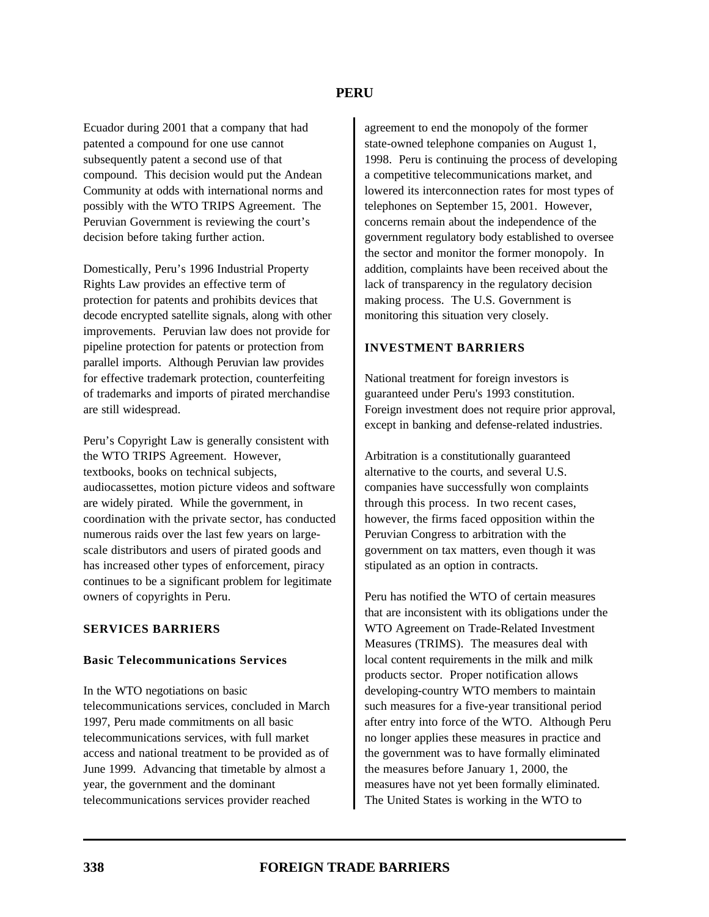Ecuador during 2001 that a company that had patented a compound for one use cannot subsequently patent a second use of that compound. This decision would put the Andean Community at odds with international norms and possibly with the WTO TRIPS Agreement. The Peruvian Government is reviewing the court's decision before taking further action.

Domestically, Peru's 1996 Industrial Property Rights Law provides an effective term of protection for patents and prohibits devices that decode encrypted satellite signals, along with other improvements. Peruvian law does not provide for pipeline protection for patents or protection from parallel imports. Although Peruvian law provides for effective trademark protection, counterfeiting of trademarks and imports of pirated merchandise are still widespread.

Peru's Copyright Law is generally consistent with the WTO TRIPS Agreement. However, textbooks, books on technical subjects, audiocassettes, motion picture videos and software are widely pirated. While the government, in coordination with the private sector, has conducted numerous raids over the last few years on large-scale distributors and users of pirated goods and has increased other types of enforcement, piracy continues to be a significant problem for legitimate owners of copyrights in Peru.

## SERVICES BARRIERS

### Basic Telecommunications Services

In the WTO negotiations on basic telecommunications services, concluded in March 1997, Peru made commitments on all basic telecommunications services, with full market access and national treatment to be provided as of June 1999. Advancing that timetable by almost a year, the government and the dominant telecommunications services provider reached agreement to end the monopoly of the former state-owned telephone companies on August 1, 1998. Peru is continuing the process of developing a competitive telecommunications market, and lowered its interconnection rates for most types of telephones on September 15, 2001. However, concerns remain about the independence of the government regulatory body established to oversee the sector and monitor the former monopoly. In addition, complaints have been received about the lack of transparency in the regulatory decision making process. The U.S. Government is monitoring this situation very closely.

## INVESTMENT BARRIERS

National treatment for foreign investors is guaranteed under Peru's 1993 constitution. Foreign investment does not require prior approval, except in banking and defense-related industries.

Arbitration is a constitutionally guaranteed alternative to the courts, and several U.S. companies have successfully won complaints through this process. In two recent cases, however, the firms faced opposition within the Peruvian Congress to arbitration with the government on tax matters, even though it was stipulated as an option in contracts.

Peru has notified the WTO of certain measures that are inconsistent with its obligations under the WTO Agreement on Trade-Related Investment Measures (TRIMS). The measures deal with local content requirements in the milk and milk products sector. Proper notification allows developing-country WTO members to maintain such measures for a five-year transitional period after entry into force of the WTO. Although Peru no longer applies these measures in practice and the government was to have formally eliminated the measures before January 1, 2000, the measures have not yet been formally eliminated. The United States is working in the WTO to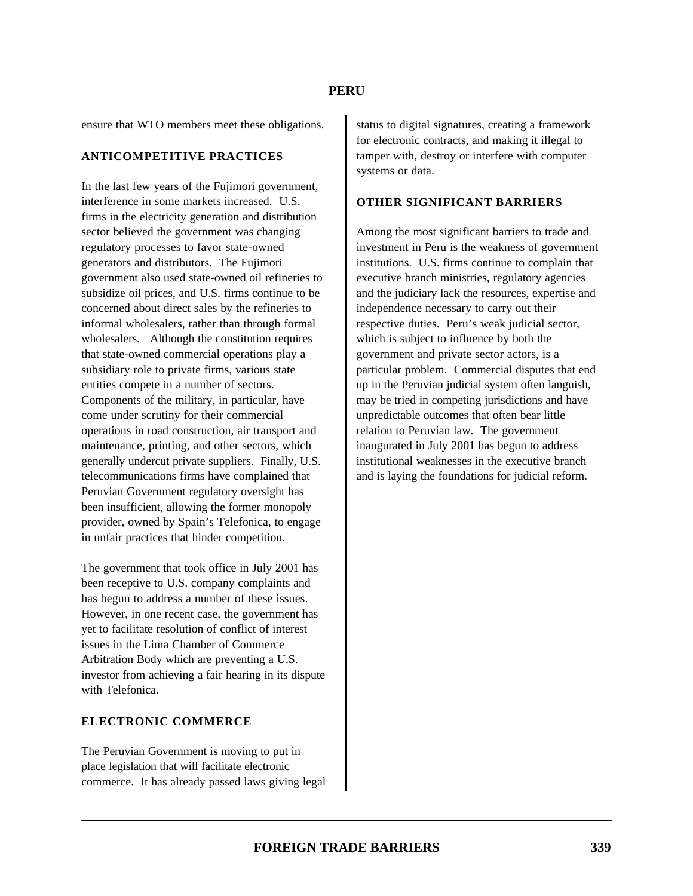ensure that WTO members meet these obligations.

## ANTICOMPETITIVE PRACTICES

In the last few years of the Fujimori government, interference in some markets increased. U.S. firms in the electricity generation and distribution sector believed the government was changing regulatory processes to favor state-owned generators and distributors. The Fujimori government also used state-owned oil refineries to subsidize oil prices, and U.S. firms continue to be concerned about direct sales by the refineries to informal wholesalers, rather than through formal wholesalers. Although the constitution requires that state-owned commercial operations play a subsidiary role to private firms, various state entities compete in a number of sectors. Components of the military, in particular, have come under scrutiny for their commercial operations in road construction, air transport and maintenance, printing, and other sectors, which generally undercut private suppliers. Finally, U.S. telecommunications firms have complained that Peruvian Government regulatory oversight has been insufficient, allowing the former monopoly provider, owned by Spain's Telefonica, to engage in unfair practices that hinder competition.

The government that took office in July 2001 has been receptive to U.S. company complaints and has begun to address a number of these issues. However, in one recent case, the government has yet to facilitate resolution of conflict of interest issues in the Lima Chamber of Commerce Arbitration Body which are preventing a U.S. investor from achieving a fair hearing in its dispute with Telefonica.

## ELECTRONIC COMMERCE

The Peruvian Government is moving to put in place legislation that will facilitate electronic commerce. It has already passed laws giving legal status to digital signatures, creating a framework for electronic contracts, and making it illegal to tamper with, destroy or interfere with computer systems or data.

## OTHER SIGNIFICANT BARRIERS

Among the most significant barriers to trade and investment in Peru is the weakness of government institutions. U.S. firms continue to complain that executive branch ministries, regulatory agencies and the judiciary lack the resources, expertise and independence necessary to carry out their respective duties. Peru's weak judicial sector, which is subject to influence by both the government and private sector actors, is a particular problem. Commercial disputes that end up in the Peruvian judicial system often languish, may be tried in competing jurisdictions and have unpredictable outcomes that often bear little relation to Peruvian law. The government inaugurated in July 2001 has begun to address institutional weaknesses in the executive branch and is laying the foundations for judicial reform.